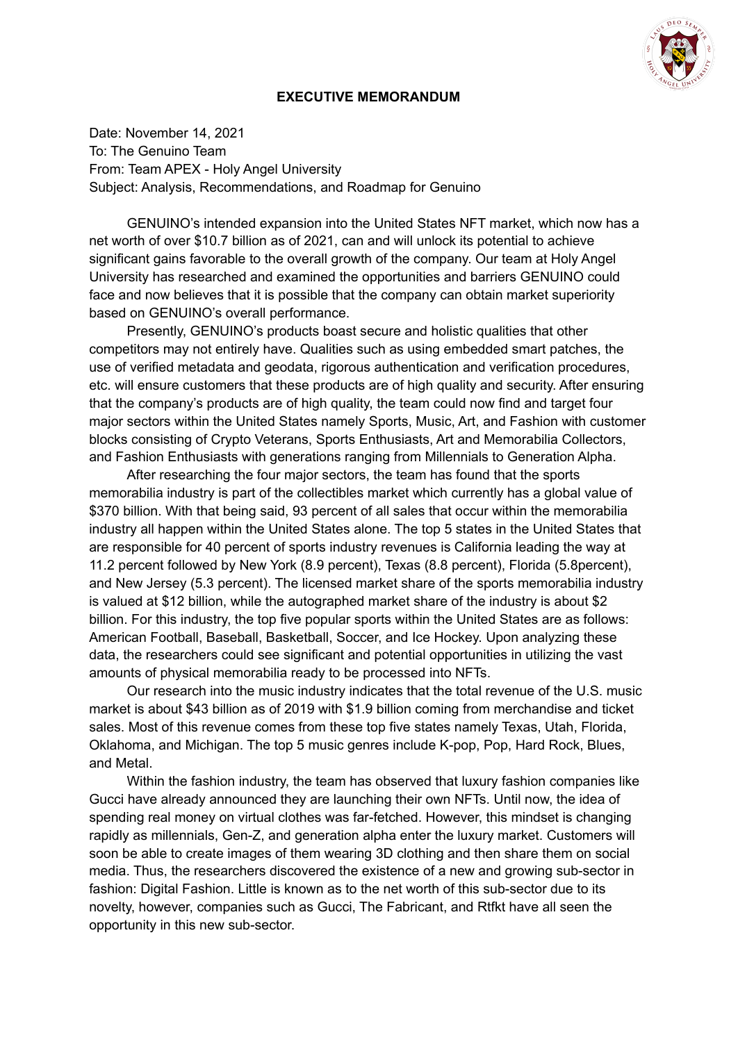# EXECUTIVE MEMORANDUM

Date: November 14, 2021
To: The Genuino Team
From: Team APEX - Holy Angel University
Subject: Analysis, Recommendations, and Roadmap for Genuino

GENUINO's intended expansion into the United States NFT market, which now has a net worth of over $10.7 billion as of 2021, can and will unlock its potential to achieve significant gains favorable to the overall growth of the company. Our team at Holy Angel University has researched and examined the opportunities and barriers GENUINO could face and now believes that it is possible that the company can obtain market superiority based on GENUINO's overall performance.

Presently, GENUINO's products boast secure and holistic qualities that other competitors may not entirely have. Qualities such as using embedded smart patches, the use of verified metadata and geodata, rigorous authentication and verification procedures, etc. will ensure customers that these products are of high quality and security. After ensuring that the company's products are of high quality, the team could now find and target four major sectors within the United States namely Sports, Music, Art, and Fashion with customer blocks consisting of Crypto Veterans, Sports Enthusiasts, Art and Memorabilia Collectors, and Fashion Enthusiasts with generations ranging from Millennials to Generation Alpha.

After researching the four major sectors, the team has found that the sports memorabilia industry is part of the collectibles market which currently has a global value of $370 billion. With that being said, 93 percent of all sales that occur within the memorabilia industry all happen within the United States alone. The top 5 states in the United States that are responsible for 40 percent of sports industry revenues is California leading the way at 11.2 percent followed by New York (8.9 percent), Texas (8.8 percent), Florida (5.8percent), and New Jersey (5.3 percent). The licensed market share of the sports memorabilia industry is valued at $12 billion, while the autographed market share of the industry is about $2 billion. For this industry, the top five popular sports within the United States are as follows: American Football, Baseball, Basketball, Soccer, and Ice Hockey. Upon analyzing these data, the researchers could see significant and potential opportunities in utilizing the vast amounts of physical memorabilia ready to be processed into NFTs.

Our research into the music industry indicates that the total revenue of the U.S. music market is about $43 billion as of 2019 with $1.9 billion coming from merchandise and ticket sales. Most of this revenue comes from these top five states namely Texas, Utah, Florida, Oklahoma, and Michigan. The top 5 music genres include K-pop, Pop, Hard Rock, Blues, and Metal.

Within the fashion industry, the team has observed that luxury fashion companies like Gucci have already announced they are launching their own NFTs. Until now, the idea of spending real money on virtual clothes was far-fetched. However, this mindset is changing rapidly as millennials, Gen-Z, and generation alpha enter the luxury market. Customers will soon be able to create images of them wearing 3D clothing and then share them on social media. Thus, the researchers discovered the existence of a new and growing sub-sector in fashion: Digital Fashion. Little is known as to the net worth of this sub-sector due to its novelty, however, companies such as Gucci, The Fabricant, and Rtfkt have all seen the opportunity in this new sub-sector.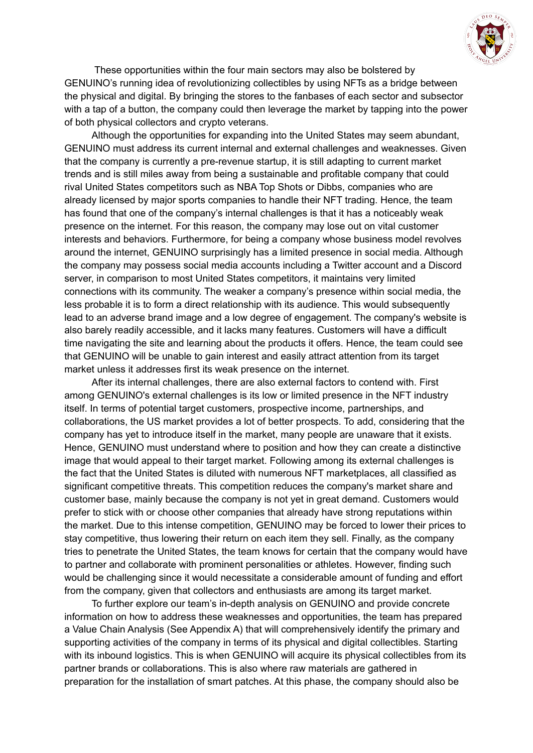These opportunities within the four main sectors may also be bolstered by GENUINO's running idea of revolutionizing collectibles by using NFTs as a bridge between the physical and digital. By bringing the stores to the fanbases of each sector and subsector with a tap of a button, the company could then leverage the market by tapping into the power of both physical collectors and crypto veterans.

Although the opportunities for expanding into the United States may seem abundant, GENUINO must address its current internal and external challenges and weaknesses. Given that the company is currently a pre-revenue startup, it is still adapting to current market trends and is still miles away from being a sustainable and profitable company that could rival United States competitors such as NBA Top Shots or Dibbs, companies who are already licensed by major sports companies to handle their NFT trading. Hence, the team has found that one of the company's internal challenges is that it has a noticeably weak presence on the internet. For this reason, the company may lose out on vital customer interests and behaviors. Furthermore, for being a company whose business model revolves around the internet, GENUINO surprisingly has a limited presence in social media. Although the company may possess social media accounts including a Twitter account and a Discord server, in comparison to most United States competitors, it maintains very limited connections with its community. The weaker a company's presence within social media, the less probable it is to form a direct relationship with its audience. This would subsequently lead to an adverse brand image and a low degree of engagement. The company's website is also barely readily accessible, and it lacks many features. Customers will have a difficult time navigating the site and learning about the products it offers. Hence, the team could see that GENUINO will be unable to gain interest and easily attract attention from its target market unless it addresses first its weak presence on the internet.

After its internal challenges, there are also external factors to contend with. First among GENUINO's external challenges is its low or limited presence in the NFT industry itself. In terms of potential target customers, prospective income, partnerships, and collaborations, the US market provides a lot of better prospects. To add, considering that the company has yet to introduce itself in the market, many people are unaware that it exists. Hence, GENUINO must understand where to position and how they can create a distinctive image that would appeal to their target market. Following among its external challenges is the fact that the United States is diluted with numerous NFT marketplaces, all classified as significant competitive threats. This competition reduces the company's market share and customer base, mainly because the company is not yet in great demand. Customers would prefer to stick with or choose other companies that already have strong reputations within the market. Due to this intense competition, GENUINO may be forced to lower their prices to stay competitive, thus lowering their return on each item they sell. Finally, as the company tries to penetrate the United States, the team knows for certain that the company would have to partner and collaborate with prominent personalities or athletes. However, finding such would be challenging since it would necessitate a considerable amount of funding and effort from the company, given that collectors and enthusiasts are among its target market.

To further explore our team's in-depth analysis on GENUINO and provide concrete information on how to address these weaknesses and opportunities, the team has prepared a Value Chain Analysis (See Appendix A) that will comprehensively identify the primary and supporting activities of the company in terms of its physical and digital collectibles. Starting with its inbound logistics. This is when GENUINO will acquire its physical collectibles from its partner brands or collaborations. This is also where raw materials are gathered in preparation for the installation of smart patches. At this phase, the company should also be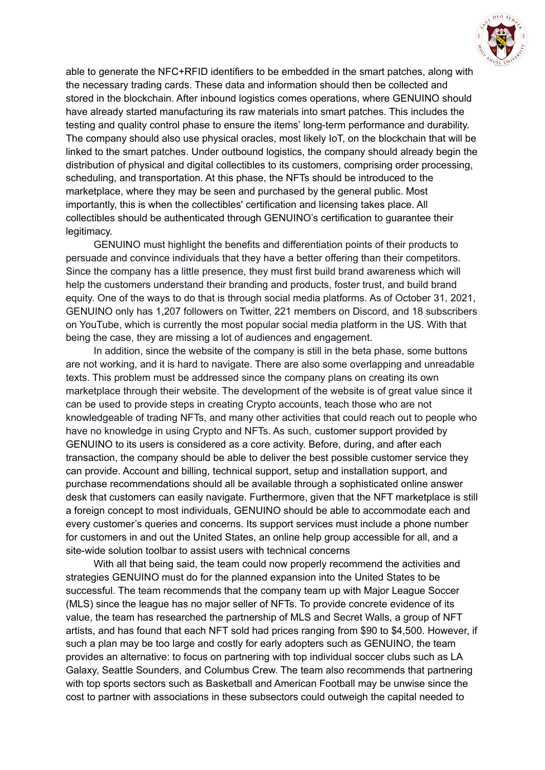able to generate the NFC+RFID identifiers to be embedded in the smart patches, along with the necessary trading cards. These data and information should then be collected and stored in the blockchain. After inbound logistics comes operations, where GENUINO should have already started manufacturing its raw materials into smart patches. This includes the testing and quality control phase to ensure the items' long-term performance and durability. The company should also use physical oracles, most likely IoT, on the blockchain that will be linked to the smart patches. Under outbound logistics, the company should already begin the distribution of physical and digital collectibles to its customers, comprising order processing, scheduling, and transportation. At this phase, the NFTs should be introduced to the marketplace, where they may be seen and purchased by the general public. Most importantly, this is when the collectibles' certification and licensing takes place. All collectibles should be authenticated through GENUINO's certification to guarantee their legitimacy.

GENUINO must highlight the benefits and differentiation points of their products to persuade and convince individuals that they have a better offering than their competitors. Since the company has a little presence, they must first build brand awareness which will help the customers understand their branding and products, foster trust, and build brand equity. One of the ways to do that is through social media platforms. As of October 31, 2021, GENUINO only has 1,207 followers on Twitter, 221 members on Discord, and 18 subscribers on YouTube, which is currently the most popular social media platform in the US. With that being the case, they are missing a lot of audiences and engagement.

In addition, since the website of the company is still in the beta phase, some buttons are not working, and it is hard to navigate. There are also some overlapping and unreadable texts. This problem must be addressed since the company plans on creating its own marketplace through their website. The development of the website is of great value since it can be used to provide steps in creating Crypto accounts, teach those who are not knowledgeable of trading NFTs, and many other activities that could reach out to people who have no knowledge in using Crypto and NFTs. As such, customer support provided by GENUINO to its users is considered as a core activity. Before, during, and after each transaction, the company should be able to deliver the best possible customer service they can provide. Account and billing, technical support, setup and installation support, and purchase recommendations should all be available through a sophisticated online answer desk that customers can easily navigate. Furthermore, given that the NFT marketplace is still a foreign concept to most individuals, GENUINO should be able to accommodate each and every customer's queries and concerns. Its support services must include a phone number for customers in and out the United States, an online help group accessible for all, and a site-wide solution toolbar to assist users with technical concerns

With all that being said, the team could now properly recommend the activities and strategies GENUINO must do for the planned expansion into the United States to be successful. The team recommends that the company team up with Major League Soccer (MLS) since the league has no major seller of NFTs. To provide concrete evidence of its value, the team has researched the partnership of MLS and Secret Walls, a group of NFT artists, and has found that each NFT sold had prices ranging from $90 to $4,500. However, if such a plan may be too large and costly for early adopters such as GENUINO, the team provides an alternative: to focus on partnering with top individual soccer clubs such as LA Galaxy, Seattle Sounders, and Columbus Crew. The team also recommends that partnering with top sports sectors such as Basketball and American Football may be unwise since the cost to partner with associations in these subsectors could outweigh the capital needed to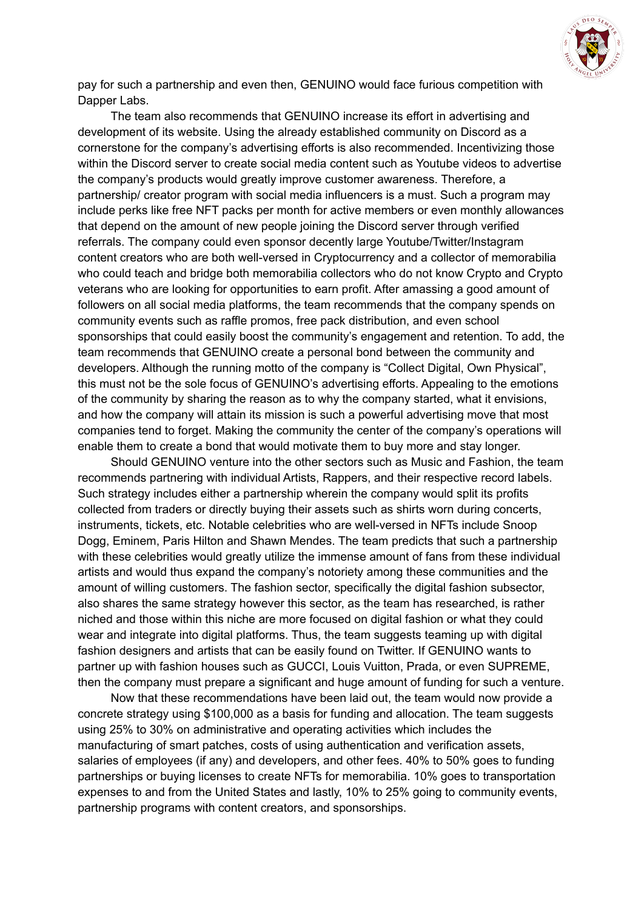pay for such a partnership and even then, GENUINO would face furious competition with Dapper Labs.

The team also recommends that GENUINO increase its effort in advertising and development of its website. Using the already established community on Discord as a cornerstone for the company's advertising efforts is also recommended. Incentivizing those within the Discord server to create social media content such as Youtube videos to advertise the company's products would greatly improve customer awareness. Therefore, a partnership/ creator program with social media influencers is a must. Such a program may include perks like free NFT packs per month for active members or even monthly allowances that depend on the amount of new people joining the Discord server through verified referrals. The company could even sponsor decently large Youtube/Twitter/Instagram content creators who are both well-versed in Cryptocurrency and a collector of memorabilia who could teach and bridge both memorabilia collectors who do not know Crypto and Crypto veterans who are looking for opportunities to earn profit. After amassing a good amount of followers on all social media platforms, the team recommends that the company spends on community events such as raffle promos, free pack distribution, and even school sponsorships that could easily boost the community's engagement and retention. To add, the team recommends that GENUINO create a personal bond between the community and developers. Although the running motto of the company is "Collect Digital, Own Physical", this must not be the sole focus of GENUINO's advertising efforts. Appealing to the emotions of the community by sharing the reason as to why the company started, what it envisions, and how the company will attain its mission is such a powerful advertising move that most companies tend to forget. Making the community the center of the company's operations will enable them to create a bond that would motivate them to buy more and stay longer.

Should GENUINO venture into the other sectors such as Music and Fashion, the team recommends partnering with individual Artists, Rappers, and their respective record labels. Such strategy includes either a partnership wherein the company would split its profits collected from traders or directly buying their assets such as shirts worn during concerts, instruments, tickets, etc. Notable celebrities who are well-versed in NFTs include Snoop Dogg, Eminem, Paris Hilton and Shawn Mendes. The team predicts that such a partnership with these celebrities would greatly utilize the immense amount of fans from these individual artists and would thus expand the company's notoriety among these communities and the amount of willing customers. The fashion sector, specifically the digital fashion subsector, also shares the same strategy however this sector, as the team has researched, is rather niched and those within this niche are more focused on digital fashion or what they could wear and integrate into digital platforms. Thus, the team suggests teaming up with digital fashion designers and artists that can be easily found on Twitter. If GENUINO wants to partner up with fashion houses such as GUCCI, Louis Vuitton, Prada, or even SUPREME, then the company must prepare a significant and huge amount of funding for such a venture.

Now that these recommendations have been laid out, the team would now provide a concrete strategy using $100,000 as a basis for funding and allocation. The team suggests using 25% to 30% on administrative and operating activities which includes the manufacturing of smart patches, costs of using authentication and verification assets, salaries of employees (if any) and developers, and other fees. 40% to 50% goes to funding partnerships or buying licenses to create NFTs for memorabilia. 10% goes to transportation expenses to and from the United States and lastly, 10% to 25% going to community events, partnership programs with content creators, and sponsorships.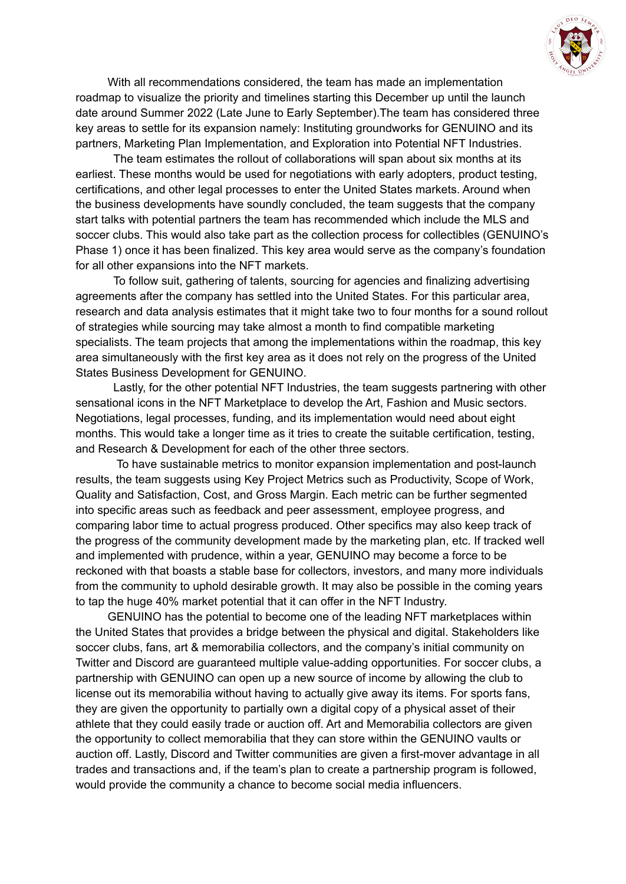With all recommendations considered, the team has made an implementation roadmap to visualize the priority and timelines starting this December up until the launch date around Summer 2022 (Late June to Early September).The team has considered three key areas to settle for its expansion namely: Instituting groundworks for GENUINO and its partners, Marketing Plan Implementation, and Exploration into Potential NFT Industries.

The team estimates the rollout of collaborations will span about six months at its earliest. These months would be used for negotiations with early adopters, product testing, certifications, and other legal processes to enter the United States markets. Around when the business developments have soundly concluded, the team suggests that the company start talks with potential partners the team has recommended which include the MLS and soccer clubs. This would also take part as the collection process for collectibles (GENUINO's Phase 1) once it has been finalized. This key area would serve as the company's foundation for all other expansions into the NFT markets.

To follow suit, gathering of talents, sourcing for agencies and finalizing advertising agreements after the company has settled into the United States. For this particular area, research and data analysis estimates that it might take two to four months for a sound rollout of strategies while sourcing may take almost a month to find compatible marketing specialists. The team projects that among the implementations within the roadmap, this key area simultaneously with the first key area as it does not rely on the progress of the United States Business Development for GENUINO.

Lastly, for the other potential NFT Industries, the team suggests partnering with other sensational icons in the NFT Marketplace to develop the Art, Fashion and Music sectors. Negotiations, legal processes, funding, and its implementation would need about eight months. This would take a longer time as it tries to create the suitable certification, testing, and Research & Development for each of the other three sectors.

To have sustainable metrics to monitor expansion implementation and post-launch results, the team suggests using Key Project Metrics such as Productivity, Scope of Work, Quality and Satisfaction, Cost, and Gross Margin. Each metric can be further segmented into specific areas such as feedback and peer assessment, employee progress, and comparing labor time to actual progress produced. Other specifics may also keep track of the progress of the community development made by the marketing plan, etc. If tracked well and implemented with prudence, within a year, GENUINO may become a force to be reckoned with that boasts a stable base for collectors, investors, and many more individuals from the community to uphold desirable growth. It may also be possible in the coming years to tap the huge 40% market potential that it can offer in the NFT Industry.

GENUINO has the potential to become one of the leading NFT marketplaces within the United States that provides a bridge between the physical and digital. Stakeholders like soccer clubs, fans, art & memorabilia collectors, and the company's initial community on Twitter and Discord are guaranteed multiple value-adding opportunities. For soccer clubs, a partnership with GENUINO can open up a new source of income by allowing the club to license out its memorabilia without having to actually give away its items. For sports fans, they are given the opportunity to partially own a digital copy of a physical asset of their athlete that they could easily trade or auction off. Art and Memorabilia collectors are given the opportunity to collect memorabilia that they can store within the GENUINO vaults or auction off. Lastly, Discord and Twitter communities are given a first-mover advantage in all trades and transactions and, if the team's plan to create a partnership program is followed, would provide the community a chance to become social media influencers.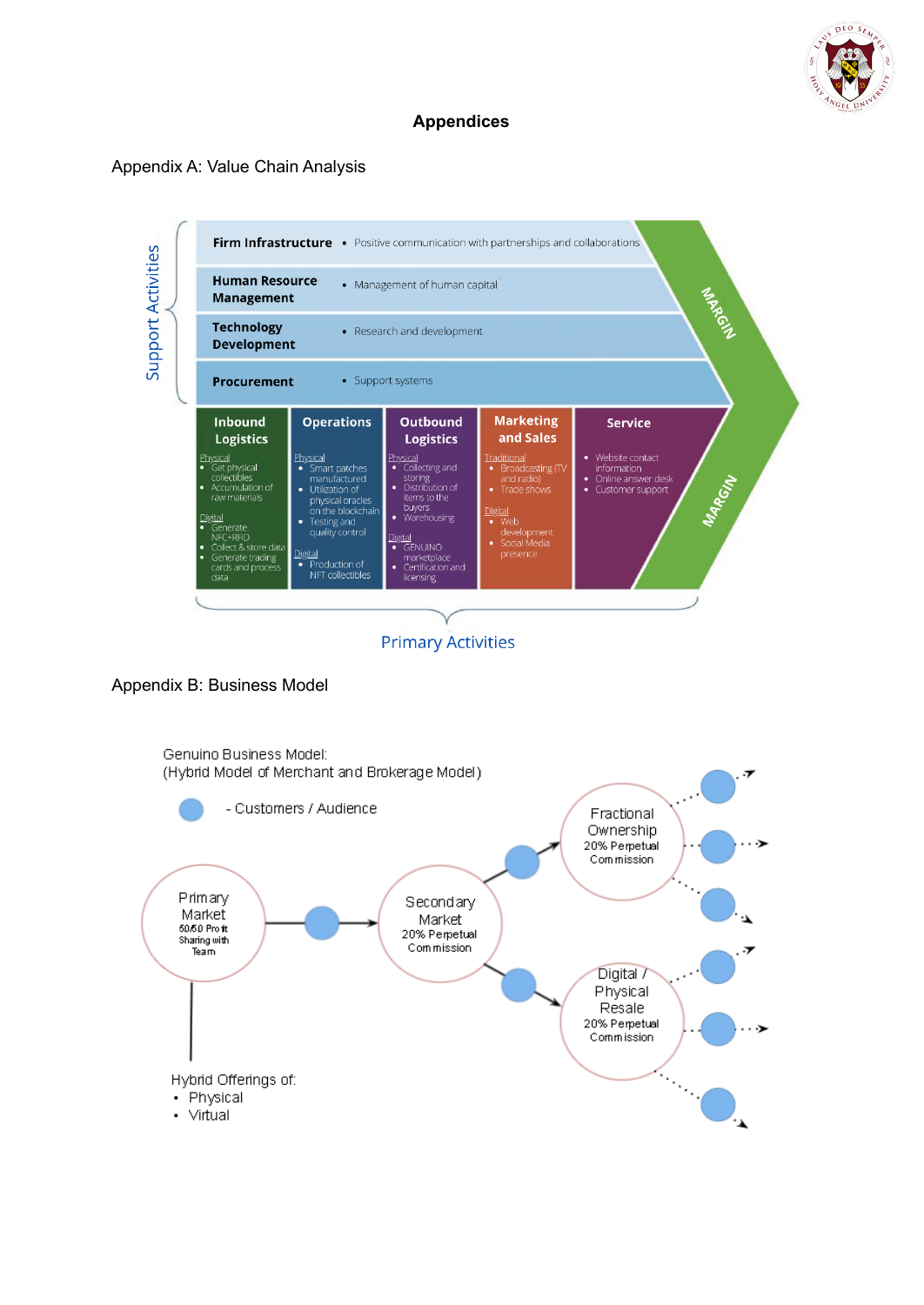# Appendices

Appendix A: Value Chain Analysis

Support Activities

**Firm Infrastructure**
- Positive communication with partnerships and collaborations

**Human Resource Management**
- Management of human capital

**Technology Development**
- Research and development

**Procurement**
- Support systems

MARGIN

**Inbound Logistics**

Physical
- Get physical collectibles
- Accumulation of raw materials

Digital
- Generate NFC+RFID
- Collect & store data
- Generate trading cards and process data

**Operations**

Physical
- Smart patches manufactured
- Utilization of physical oracles on the blockchain
- Testing and quality control

Digital
- Production of NFT collectibles

**Outbound Logistics**

Physical
- Collecting and storing
- Distribution of items to the buyers
- Warehousing

Digital
- GENUINO marketplace
- Certification and licensing

**Marketing and Sales**

Traditional
- Broadcasting (TV and radio)
- Trade shows

Digital
- Web development
- Social Media presence

**Service**
- Website contact information
- Online answer desk
- Customer support

MARGIN

Primary Activities

Appendix B: Business Model

Genuino Business Model:
(Hybrid Model of Merchant and Brokerage Model)

- Customers / Audience

Primary Market — 50/50 Profit Sharing with Team

Secondary Market — 20% Perpetual Commission

Fractional Ownership — 20% Perpetual Commission

Digital / Physical Resale — 20% Perpetual Commission

Hybrid Offerings of:
- Physical
- Virtual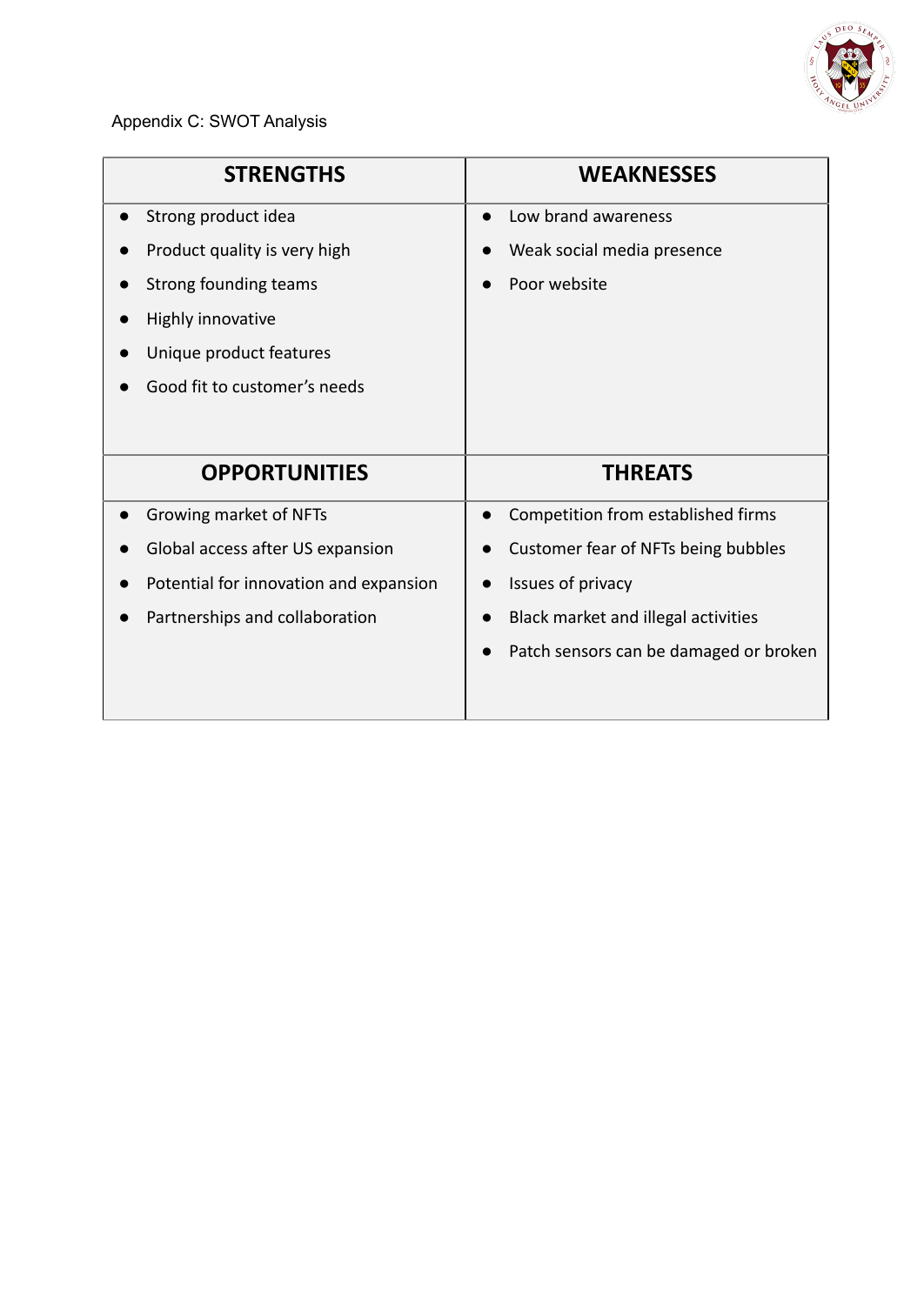Appendix C: SWOT Analysis

| STRENGTHS | WEAKNESSES |
| --- | --- |
| • Strong product idea<br>• Product quality is very high<br>• Strong founding teams<br>• Highly innovative<br>• Unique product features<br>• Good fit to customer's needs | • Low brand awareness<br>• Weak social media presence<br>• Poor website |
| **OPPORTUNITIES** | **THREATS** |
| • Growing market of NFTs<br>• Global access after US expansion<br>• Potential for innovation and expansion<br>• Partnerships and collaboration | • Competition from established firms<br>• Customer fear of NFTs being bubbles<br>• Issues of privacy<br>• Black market and illegal activities<br>• Patch sensors can be damaged or broken |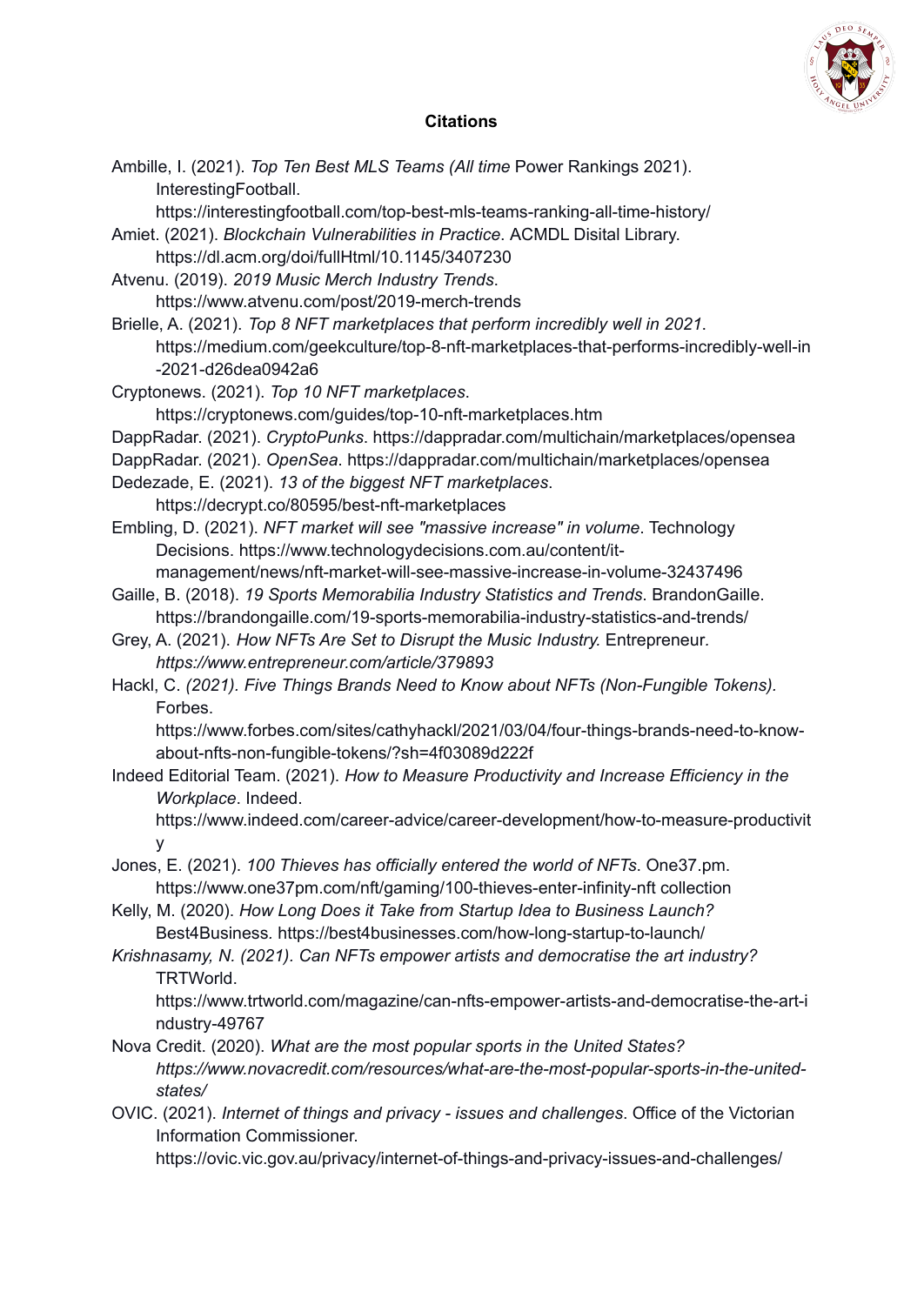## Citations

Ambille, I. (2021). *Top Ten Best MLS Teams (All time* Power Rankings 2021). InterestingFootball. https://interestingfootball.com/top-best-mls-teams-ranking-all-time-history/

Amiet. (2021). *Blockchain Vulnerabilities in Practice*. ACMDL Disital Library. https://dl.acm.org/doi/fullHtml/10.1145/3407230

Atvenu. (2019). *2019 Music Merch Industry Trends*. https://www.atvenu.com/post/2019-merch-trends

Brielle, A. (2021). *Top 8 NFT marketplaces that perform incredibly well in 2021*. https://medium.com/geekculture/top-8-nft-marketplaces-that-performs-incredibly-well-in-2021-d26dea0942a6

Cryptonews. (2021). *Top 10 NFT marketplaces*. https://cryptonews.com/guides/top-10-nft-marketplaces.htm

DappRadar. (2021). *CryptoPunks*. https://dappradar.com/multichain/marketplaces/opensea

DappRadar. (2021). *OpenSea*. https://dappradar.com/multichain/marketplaces/opensea

Dedezade, E. (2021). *13 of the biggest NFT marketplaces*. https://decrypt.co/80595/best-nft-marketplaces

Embling, D. (2021). *NFT market will see "massive increase" in volume*. Technology Decisions. https://www.technologydecisions.com.au/content/it-management/news/nft-market-will-see-massive-increase-in-volume-32437496

Gaille, B. (2018). *19 Sports Memorabilia Industry Statistics and Trends*. BrandonGaille. https://brandongaille.com/19-sports-memorabilia-industry-statistics-and-trends/

Grey, A. (2021). *How NFTs Are Set to Disrupt the Music Industry.* Entrepreneur. *https://www.entrepreneur.com/article/379893*

Hackl, C. *(2021). Five Things Brands Need to Know about NFTs (Non-Fungible Tokens).* Forbes. https://www.forbes.com/sites/cathyhackl/2021/03/04/four-things-brands-need-to-know-about-nfts-non-fungible-tokens/?sh=4f03089d222f

Indeed Editorial Team. (2021). *How to Measure Productivity and Increase Efficiency in the Workplace*. Indeed. https://www.indeed.com/career-advice/career-development/how-to-measure-productivity

Jones, E. (2021). *100 Thieves has officially entered the world of NFTs*. One37.pm. https://www.one37pm.com/nft/gaming/100-thieves-enter-infinity-nft collection

Kelly, M. (2020). *How Long Does it Take from Startup Idea to Business Launch?* Best4Business. https://best4businesses.com/how-long-startup-to-launch/

*Krishnasamy, N. (2021). Can NFTs empower artists and democratise the art industry?* TRTWorld. https://www.trtworld.com/magazine/can-nfts-empower-artists-and-democratise-the-art-industry-49767

Nova Credit. (2020). *What are the most popular sports in the United States? https://www.novacredit.com/resources/what-are-the-most-popular-sports-in-the-united-states/*

OVIC. (2021). *Internet of things and privacy - issues and challenges*. Office of the Victorian Information Commissioner. https://ovic.vic.gov.au/privacy/internet-of-things-and-privacy-issues-and-challenges/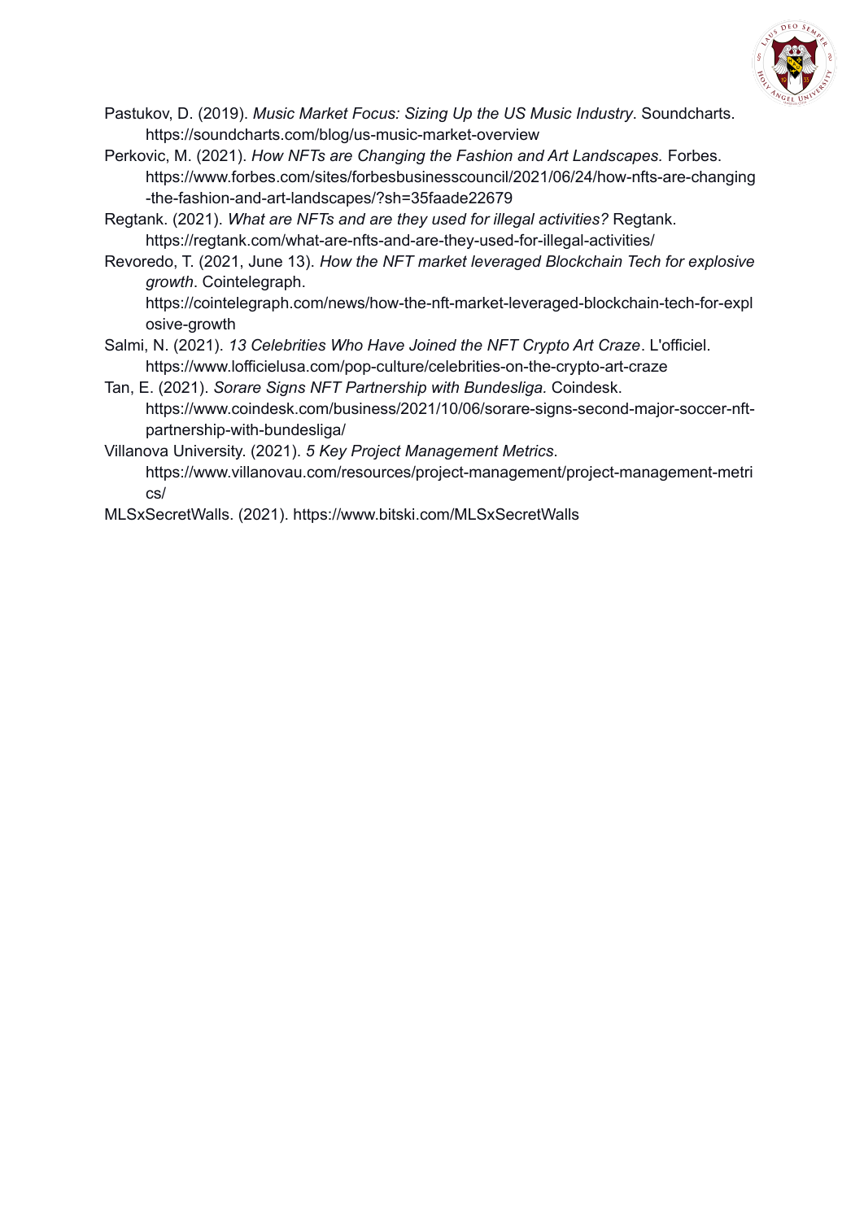Pastukov, D. (2019). *Music Market Focus: Sizing Up the US Music Industry*. Soundcharts. https://soundcharts.com/blog/us-music-market-overview

Perkovic, M. (2021). *How NFTs are Changing the Fashion and Art Landscapes.* Forbes. https://www.forbes.com/sites/forbesbusinesscouncil/2021/06/24/how-nfts-are-changing-the-fashion-and-art-landscapes/?sh=35faade22679

Regtank. (2021). *What are NFTs and are they used for illegal activities?* Regtank. https://regtank.com/what-are-nfts-and-are-they-used-for-illegal-activities/

Revoredo, T. (2021, June 13). *How the NFT market leveraged Blockchain Tech for explosive growth*. Cointelegraph. https://cointelegraph.com/news/how-the-nft-market-leveraged-blockchain-tech-for-explosive-growth

Salmi, N. (2021). *13 Celebrities Who Have Joined the NFT Crypto Art Craze*. L'officiel. https://www.lofficielusa.com/pop-culture/celebrities-on-the-crypto-art-craze

Tan, E. (2021). *Sorare Signs NFT Partnership with Bundesliga.* Coindesk. https://www.coindesk.com/business/2021/10/06/sorare-signs-second-major-soccer-nft-partnership-with-bundesliga/

Villanova University. (2021). *5 Key Project Management Metrics*. https://www.villanovau.com/resources/project-management/project-management-metrics/

MLSxSecretWalls. (2021). https://www.bitski.com/MLSxSecretWalls